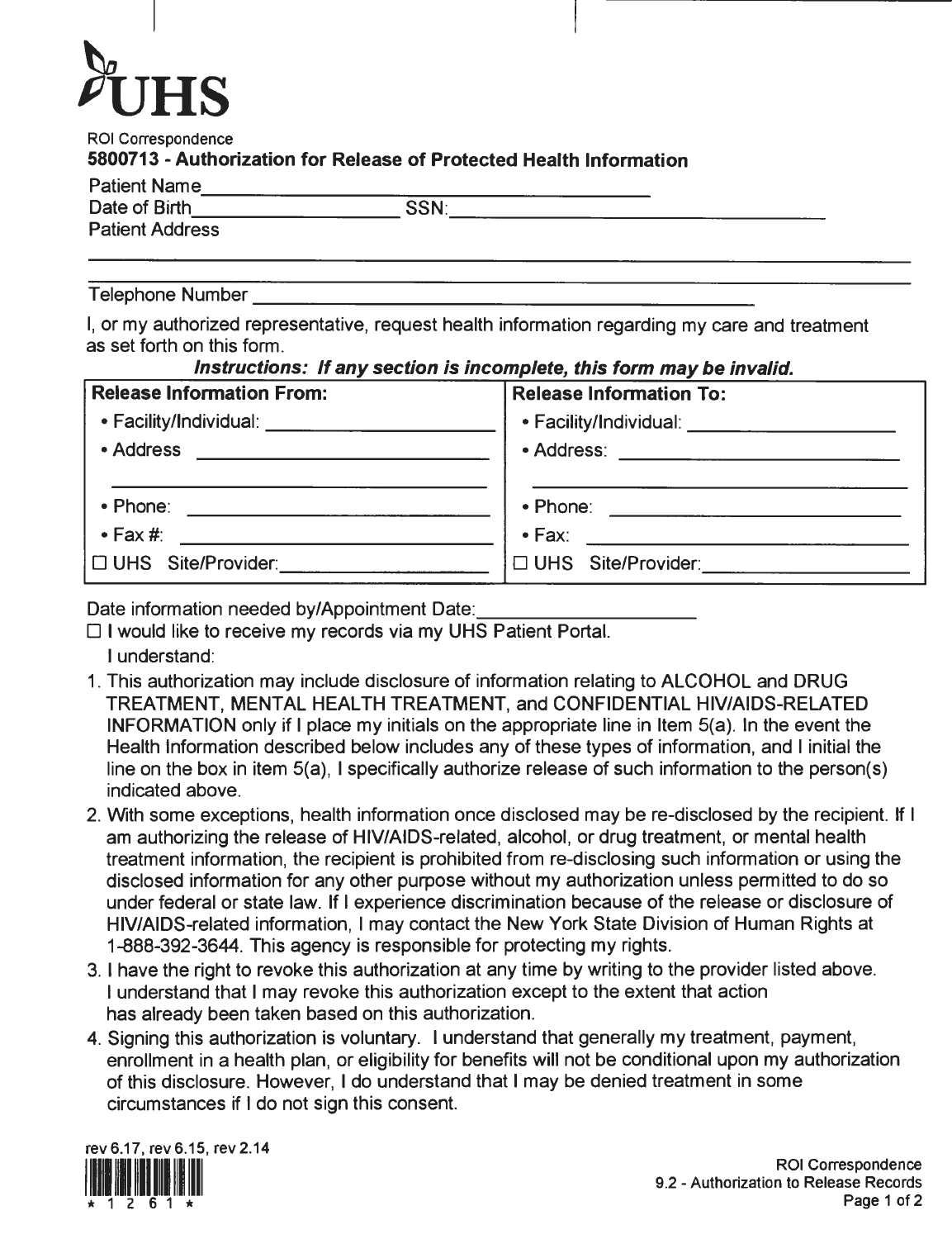# UHS

ROI Correspondence

**5800713 - Authorization for Release of Protected Health Information**

Patient Name\_\_\_\_\_\_\_\_\_\_\_\_\_\_\_\_\_\_\_\_\_\_\_\_\_\_\_\_\_\_\_\_\_\_\_\_\_\_\_\_

Date of Birth\_\_\_\_\_\_\_\_\_\_\_\_\_\_\_\_\_\_\_\_ SSN:\_\_\_\_\_\_\_\_\_\_\_\_\_\_\_\_\_\_\_\_\_\_\_\_\_\_\_\_\_\_\_\_\_\_\_\_\_\_\_\_

Patient Address

\_\_\_\_\_\_\_\_\_\_\_\_\_\_\_\_\_\_\_\_\_\_\_\_\_\_\_\_\_\_\_\_\_\_\_\_\_\_\_\_\_\_\_\_\_\_\_\_\_\_\_\_\_\_\_\_\_\_\_\_\_\_\_\_\_\_\_\_\_\_\_\_\_\_\_\_\_\_\_\_\_\_

\_\_\_\_\_\_\_\_\_\_\_\_\_\_\_\_\_\_\_\_\_\_\_\_\_\_\_\_\_\_\_\_\_\_\_\_\_\_\_\_\_\_\_\_\_\_\_\_\_\_\_\_\_\_\_\_\_\_\_\_\_\_\_\_\_\_\_\_\_\_\_\_\_\_\_\_\_\_\_\_\_\_

Telephone Number \_\_\_\_\_\_\_\_\_\_\_\_\_\_\_\_\_\_\_\_\_\_\_\_\_\_\_\_\_\_\_\_\_\_\_\_\_\_\_\_\_\_\_\_\_\_\_\_\_\_\_\_

I, or my authorized representative, request health information regarding my care and treatment as set forth on this form.

***Instructions: If any section is incomplete, this form may be invalid.***

| **Release Information From:** | **Release Information To:** |
|---|---|
| • Facility/Individual: \_\_\_\_\_\_\_\_\_\_\_\_\_\_\_\_\_\_\_\_ | • Facility/Individual: \_\_\_\_\_\_\_\_\_\_\_\_\_\_\_\_\_\_\_\_ |
| • Address \_\_\_\_\_\_\_\_\_\_\_\_\_\_\_\_\_\_\_\_\_\_\_\_\_\_ | • Address: \_\_\_\_\_\_\_\_\_\_\_\_\_\_\_\_\_\_\_\_\_\_\_\_\_\_ |
| \_\_\_\_\_\_\_\_\_\_\_\_\_\_\_\_\_\_\_\_\_\_\_\_\_\_\_\_\_\_\_\_\_\_\_\_ | \_\_\_\_\_\_\_\_\_\_\_\_\_\_\_\_\_\_\_\_\_\_\_\_\_\_\_\_\_\_\_\_\_\_\_\_ |
| • Phone: \_\_\_\_\_\_\_\_\_\_\_\_\_\_\_\_\_\_\_\_\_\_\_\_\_\_ | • Phone: \_\_\_\_\_\_\_\_\_\_\_\_\_\_\_\_\_\_\_\_\_\_\_\_\_\_ |
| • Fax #: \_\_\_\_\_\_\_\_\_\_\_\_\_\_\_\_\_\_\_\_\_\_\_\_\_\_ | • Fax: \_\_\_\_\_\_\_\_\_\_\_\_\_\_\_\_\_\_\_\_\_\_\_\_\_\_ |
| ☐ UHS Site/Provider:\_\_\_\_\_\_\_\_\_\_\_\_\_\_\_\_\_\_\_\_ | ☐ UHS Site/Provider:\_\_\_\_\_\_\_\_\_\_\_\_\_\_\_\_\_\_\_\_ |

Date information needed by/Appointment Date:\_\_\_\_\_\_\_\_\_\_\_\_\_\_\_\_\_\_\_\_

☐ I would like to receive my records via my UHS Patient Portal.

I understand:

1. This authorization may include disclosure of information relating to ALCOHOL and DRUG TREATMENT, MENTAL HEALTH TREATMENT, and CONFIDENTIAL HIV/AIDS-RELATED INFORMATION only if I place my initials on the appropriate line in Item 5(a). In the event the Health Information described below includes any of these types of information, and I initial the line on the box in item 5(a), I specifically authorize release of such information to the person(s) indicated above.
2. With some exceptions, health information once disclosed may be re-disclosed by the recipient. If I am authorizing the release of HIV/AIDS-related, alcohol, or drug treatment, or mental health treatment information, the recipient is prohibited from re-disclosing such information or using the disclosed information for any other purpose without my authorization unless permitted to do so under federal or state law. If I experience discrimination because of the release or disclosure of HIV/AIDS-related information, I may contact the New York State Division of Human Rights at 1-888-392-3644. This agency is responsible for protecting my rights.
3. I have the right to revoke this authorization at any time by writing to the provider listed above. I understand that I may revoke this authorization except to the extent that action has already been taken based on this authorization.
4. Signing this authorization is voluntary. I understand that generally my treatment, payment, enrollment in a health plan, or eligibility for benefits will not be conditional upon my authorization of this disclosure. However, I do understand that I may be denied treatment in some circumstances if I do not sign this consent.

rev 6.17, rev 6.15, rev 2.14

\* 1 2 6 1 \*

ROI Correspondence
9.2 - Authorization to Release Records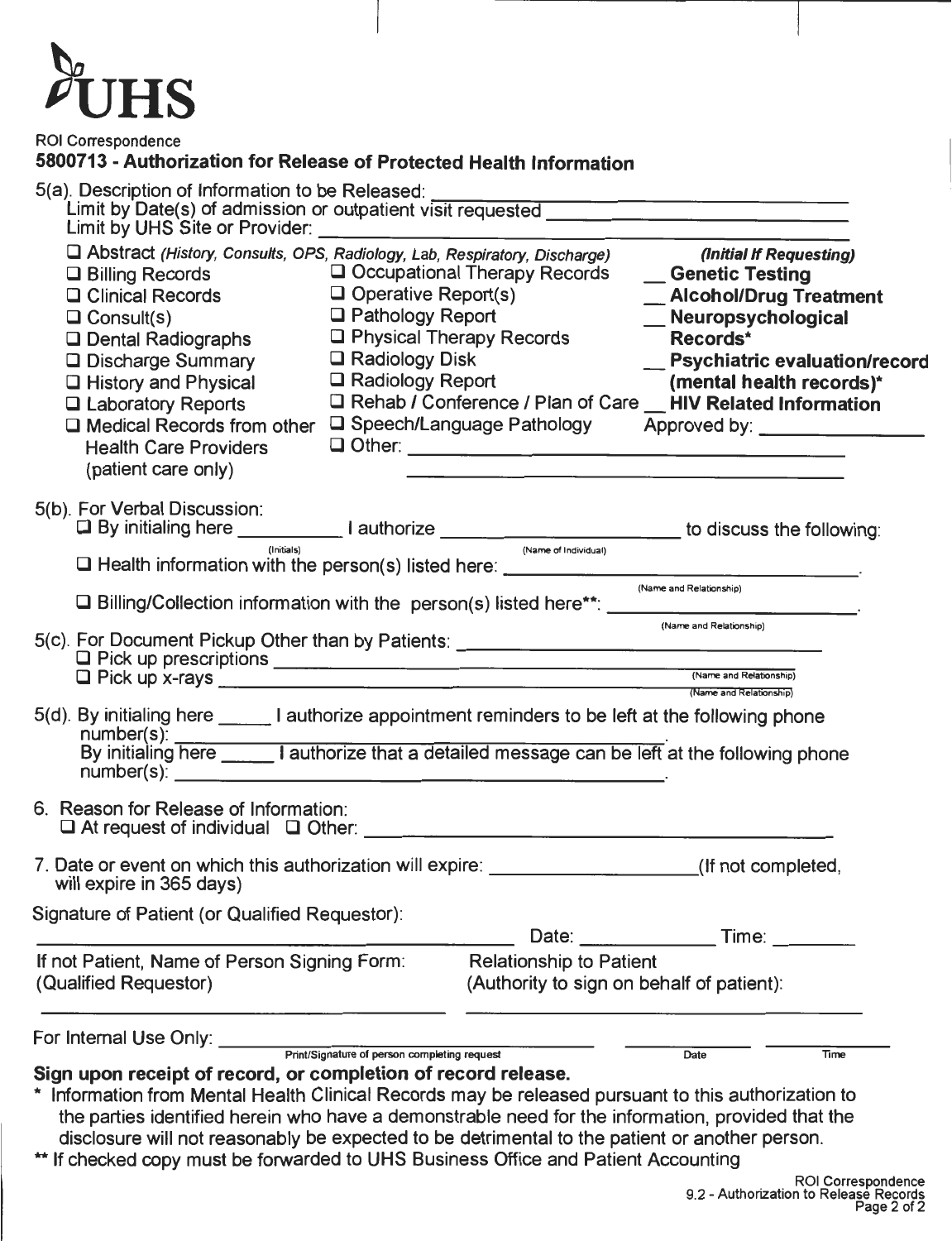# UHS

ROI Correspondence

## 5800713 - Authorization for Release of Protected Health Information

5(a). Description of Information to be Released: ______________________________
Limit by Date(s) of admission or outpatient visit requested ______________________________
Limit by UHS Site or Provider: ______________________________

- ☐ Abstract *(History, Consults, OPS, Radiology, Lab, Respiratory, Discharge)*
- ☐ Billing Records
- ☐ Clinical Records
- ☐ Consult(s)
- ☐ Dental Radiographs
- ☐ Discharge Summary
- ☐ History and Physical
- ☐ Laboratory Reports
- ☐ Medical Records from other Health Care Providers (patient care only)
- ☐ Occupational Therapy Records
- ☐ Operative Report(s)
- ☐ Pathology Report
- ☐ Physical Therapy Records
- ☐ Radiology Disk
- ☐ Radiology Report
- ☐ Rehab / Conference / Plan of Care
- ☐ Speech/Language Pathology
- ☐ Other: ______________________________

***(Initial If Requesting)***

- __ **Genetic Testing**
- __ **Alcohol/Drug Treatment**
- __ **Neuropsychological Records***
- __ **Psychiatric evaluation/record (mental health records)***
- __ **HIV Related Information**

Approved by: ____________

5(b). For Verbal Discussion:
☐ By initialing here __________ (Initials) I authorize ______________________ (Name of Individual) to discuss the following:
☐ Health information with the person(s) listed here: ______________________________ (Name and Relationship).
☐ Billing/Collection information with the person(s) listed here**: ______________________ (Name and Relationship).

5(c). For Document Pickup Other than by Patients: ______________________________
☐ Pick up prescriptions ______________________________ (Name and Relationship)
☐ Pick up x-rays ______________________________ (Name and Relationship)

5(d). By initialing here _____ I authorize appointment reminders to be left at the following phone number(s): ______________________________.
By initialing here _____ I authorize that a detailed message can be left at the following phone number(s): ______________________________.

6. Reason for Release of Information:
☐ At request of individual ☐ Other: ______________________________

7. Date or event on which this authorization will expire: __________________(If not completed, will expire in 365 days)

Signature of Patient (or Qualified Requestor):

______________________________ Date: ____________ Time: ________

If not Patient, Name of Person Signing Form: (Qualified Requestor) ______________________________

Relationship to Patient (Authority to sign on behalf of patient): ______________________________

For Internal Use Only: ______________________________ (Print/Signature of person completing request) ________ (Date) ________ (Time)

**Sign upon receipt of record, or completion of record release.**

\* Information from Mental Health Clinical Records may be released pursuant to this authorization to the parties identified herein who have a demonstrable need for the information, provided that the disclosure will not reasonably be expected to be detrimental to the patient or another person.

\** If checked copy must be forwarded to UHS Business Office and Patient Accounting

ROI Correspondence
9.2 - Authorization to Release Records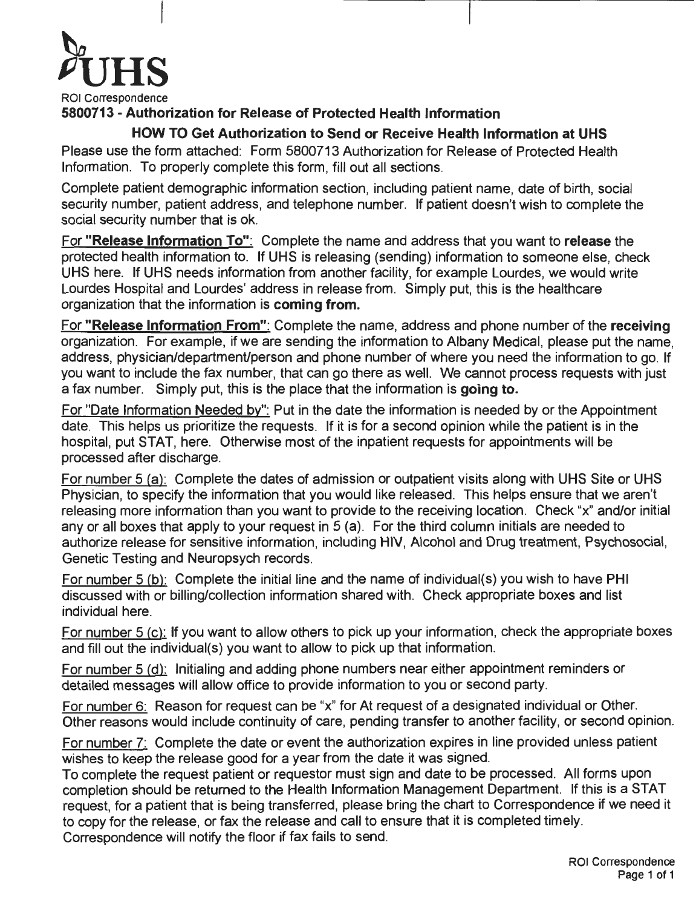# UHS

ROI Correspondence

**5800713 - Authorization for Release of Protected Health Information**

## HOW TO Get Authorization to Send or Receive Health Information at UHS

Please use the form attached: Form 5800713 Authorization for Release of Protected Health Information. To properly complete this form, fill out all sections.

Complete patient demographic information section, including patient name, date of birth, social security number, patient address, and telephone number. If patient doesn't wish to complete the social security number that is ok.

For **"Release Information To"**: Complete the name and address that you want to **release** the protected health information to. If UHS is releasing (sending) information to someone else, check UHS here. If UHS needs information from another facility, for example Lourdes, we would write Lourdes Hospital and Lourdes' address in release from. Simply put, this is the healthcare organization that the information is **coming from.**

For **"Release Information From"**: Complete the name, address and phone number of the **receiving** organization. For example, if we are sending the information to Albany Medical, please put the name, address, physician/department/person and phone number of where you need the information to go. If you want to include the fax number, that can go there as well. We cannot process requests with just a fax number. Simply put, this is the place that the information is **going to.**

For "Date Information Needed by": Put in the date the information is needed by or the Appointment date. This helps us prioritize the requests. If it is for a second opinion while the patient is in the hospital, put STAT, here. Otherwise most of the inpatient requests for appointments will be processed after discharge.

For number 5 (a): Complete the dates of admission or outpatient visits along with UHS Site or UHS Physician, to specify the information that you would like released. This helps ensure that we aren't releasing more information than you want to provide to the receiving location. Check "x" and/or initial any or all boxes that apply to your request in 5 (a). For the third column initials are needed to authorize release for sensitive information, including HIV, Alcohol and Drug treatment, Psychosocial, Genetic Testing and Neuropsych records.

For number 5 (b): Complete the initial line and the name of individual(s) you wish to have PHI discussed with or billing/collection information shared with. Check appropriate boxes and list individual here.

For number 5 (c): If you want to allow others to pick up your information, check the appropriate boxes and fill out the individual(s) you want to allow to pick up that information.

For number 5 (d): Initialing and adding phone numbers near either appointment reminders or detailed messages will allow office to provide information to you or second party.

For number 6: Reason for request can be "x" for At request of a designated individual or Other. Other reasons would include continuity of care, pending transfer to another facility, or second opinion.

For number 7: Complete the date or event the authorization expires in line provided unless patient wishes to keep the release good for a year from the date it was signed.

To complete the request patient or requestor must sign and date to be processed. All forms upon completion should be returned to the Health Information Management Department. If this is a STAT request, for a patient that is being transferred, please bring the chart to Correspondence if we need it to copy for the release, or fax the release and call to ensure that it is completed timely. Correspondence will notify the floor if fax fails to send.